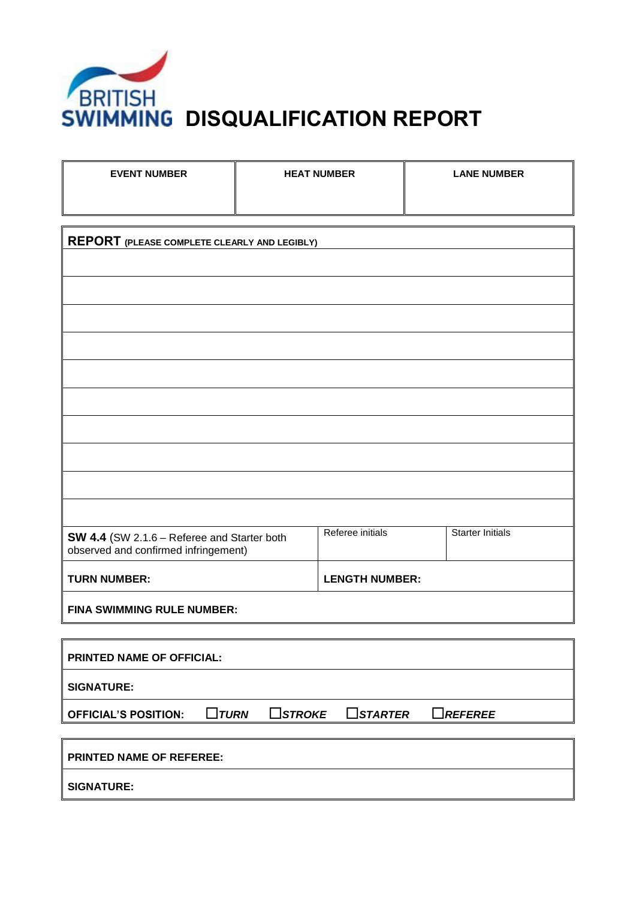BRITISH SWIMMING

# DISQUALIFICATION REPORT

| EVENT NUMBER | HEAT NUMBER | LANE NUMBER |
|---|---|---|
| | | |

**REPORT** (PLEASE COMPLETE CLEARLY AND LEGIBLY)

| | | |
|---|---|---|
| | | |
| | | |
| | | |
| | | |
| | | |
| | | |
| | | |
| | | |
| | | |
| **SW 4.4** (SW 2.1.6 – Referee and Starter both observed and confirmed infringement) | Referee initials | Starter Initials |
| **TURN NUMBER:** | **LENGTH NUMBER:** | |
| **FINA SWIMMING RULE NUMBER:** | | |

**PRINTED NAME OF OFFICIAL:**

**SIGNATURE:**

**OFFICIAL'S POSITION:** ☐ ***TURN*** ☐ ***STROKE*** ☐ ***STARTER*** ☐ ***REFEREE***

**PRINTED NAME OF REFEREE:**

**SIGNATURE:**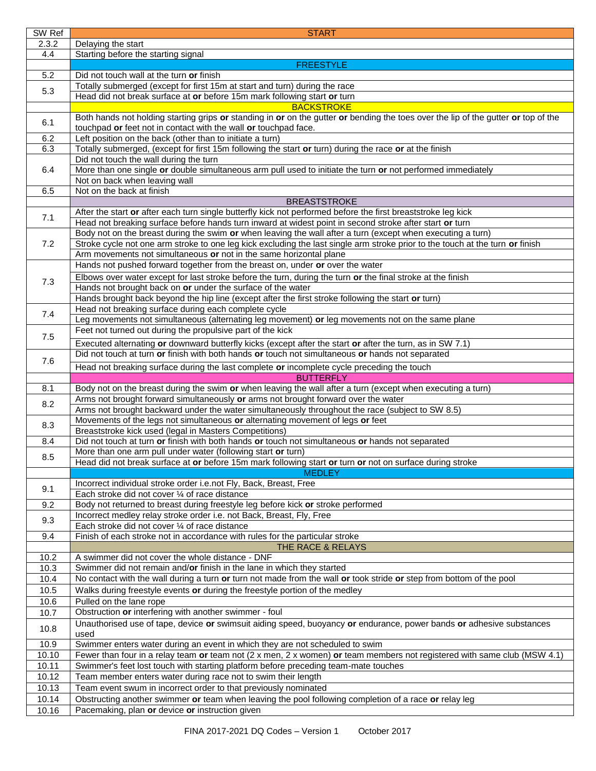| SW Ref | START |
|---|---|
| 2.3.2 | Delaying the start |
| 4.4 | Starting before the starting signal |
| | FREESTYLE |
| 5.2 | Did not touch wall at the turn **or** finish |
| 5.3 | Totally submerged (except for first 15m at start and turn) during the race |
| | Head did not break surface at **or** before 15m mark following start **or** turn |
| | BACKSTROKE |
| 6.1 | Both hands not holding starting grips **or** standing in **or** on the gutter **or** bending the toes over the lip of the gutter **or** top of the touchpad **or** feet not in contact with the wall **or** touchpad face. |
| 6.2 | Left position on the back (other than to initiate a turn) |
| 6.3 | Totally submerged, (except for first 15m following the start **or** turn) during the race **or** at the finish |
| 6.4 | Did not touch the wall during the turn |
| | More than one single **or** double simultaneous arm pull used to initiate the turn **or** not performed immediately |
| | Not on back when leaving wall |
| 6.5 | Not on the back at finish |
| | BREASTSTROKE |
| 7.1 | After the start **or** after each turn single butterfly kick not performed before the first breaststroke leg kick |
| | Head not breaking surface before hands turn inward at widest point in second stroke after start **or** turn |
| 7.2 | Body not on the breast during the swim **or** when leaving the wall after a turn (except when executing a turn) |
| | Stroke cycle not one arm stroke to one leg kick excluding the last single arm stroke prior to the touch at the turn **or** finish |
| | Arm movements not simultaneous **or** not in the same horizontal plane |
| 7.3 | Hands not pushed forward together from the breast on, under **or** over the water |
| | Elbows over water except for last stroke before the turn, during the turn **or** the final stroke at the finish |
| | Hands not brought back on **or** under the surface of the water |
| | Hands brought back beyond the hip line (except after the first stroke following the start **or** turn) |
| 7.4 | Head not breaking surface during each complete cycle |
| | Leg movements not simultaneous (alternating leg movement) **or** leg movements not on the same plane |
| 7.5 | Feet not turned out during the propulsive part of the kick |
| | Executed alternating **or** downward butterfly kicks (except after the start **or** after the turn, as in SW 7.1) |
| 7.6 | Did not touch at turn **or** finish with both hands **or** touch not simultaneous **or** hands not separated |
| | Head not breaking surface during the last complete **or** incomplete cycle preceding the touch |
| | BUTTERFLY |
| 8.1 | Body not on the breast during the swim **or** when leaving the wall after a turn (except when executing a turn) |
| 8.2 | Arms not brought forward simultaneously **or** arms not brought forward over the water |
| | Arms not brought backward under the water simultaneously throughout the race (subject to SW 8.5) |
| 8.3 | Movements of the legs not simultaneous **or** alternating movement of legs **or** feet |
| | Breaststroke kick used (legal in Masters Competitions) |
| 8.4 | Did not touch at turn **or** finish with both hands **or** touch not simultaneous **or** hands not separated |
| 8.5 | More than one arm pull under water (following start **or** turn) |
| | Head did not break surface at **or** before 15m mark following start **or** turn **or** not on surface during stroke |
| | MEDLEY |
| 9.1 | Incorrect individual stroke order i.e.not Fly, Back, Breast, Free |
| | Each stroke did not cover ¼ of race distance |
| 9.2 | Body not returned to breast during freestyle leg before kick **or** stroke performed |
| 9.3 | Incorrect medley relay stroke order i.e. not Back, Breast, Fly, Free |
| | Each stroke did not cover ¼ of race distance |
| 9.4 | Finish of each stroke not in accordance with rules for the particular stroke |
| | THE RACE & RELAYS |
| 10.2 | A swimmer did not cover the whole distance - DNF |
| 10.3 | Swimmer did not remain and/**or** finish in the lane in which they started |
| 10.4 | No contact with the wall during a turn **or** turn not made from the wall **or** took stride **or** step from bottom of the pool |
| 10.5 | Walks during freestyle events **or** during the freestyle portion of the medley |
| 10.6 | Pulled on the lane rope |
| 10.7 | Obstruction **or** interfering with another swimmer - foul |
| 10.8 | Unauthorised use of tape, device **or** swimsuit aiding speed, buoyancy **or** endurance, power bands **or** adhesive substances used |
| 10.9 | Swimmer enters water during an event in which they are not scheduled to swim |
| 10.10 | Fewer than four in a relay team **or** team not (2 x men, 2 x women) **or** team members not registered with same club (MSW 4.1) |
| 10.11 | Swimmer's feet lost touch with starting platform before preceding team-mate touches |
| 10.12 | Team member enters water during race not to swim their length |
| 10.13 | Team event swum in incorrect order to that previously nominated |
| 10.14 | Obstructing another swimmer **or** team when leaving the pool following completion of a race **or** relay leg |
| 10.16 | Pacemaking, plan **or** device **or** instruction given |

FINA 2017-2021 DQ Codes – Version 1 October 2017